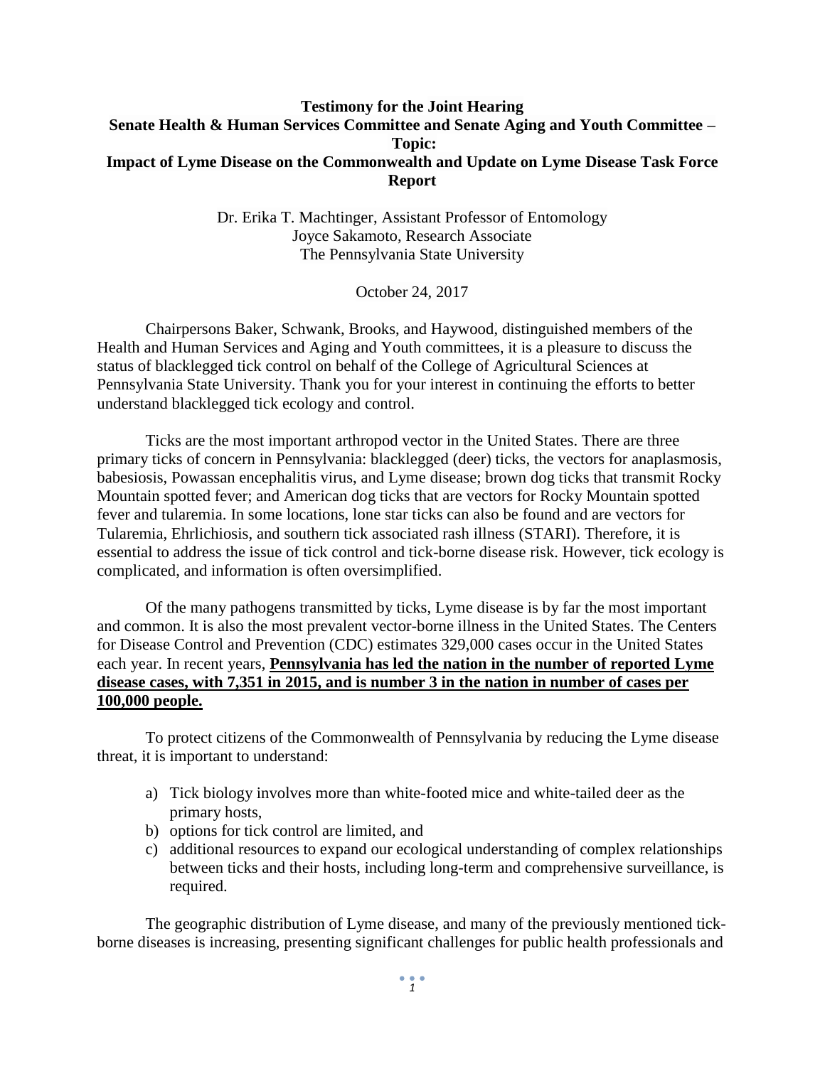**Testimony for the Joint Hearing**
**Senate Health & Human Services Committee and Senate Aging and Youth Committee – Topic:**
**Impact of Lyme Disease on the Commonwealth and Update on Lyme Disease Task Force Report**

Dr. Erika T. Machtinger, Assistant Professor of Entomology
Joyce Sakamoto, Research Associate
The Pennsylvania State University

October 24, 2017

Chairpersons Baker, Schwank, Brooks, and Haywood, distinguished members of the Health and Human Services and Aging and Youth committees, it is a pleasure to discuss the status of blacklegged tick control on behalf of the College of Agricultural Sciences at Pennsylvania State University. Thank you for your interest in continuing the efforts to better understand blacklegged tick ecology and control.

Ticks are the most important arthropod vector in the United States. There are three primary ticks of concern in Pennsylvania: blacklegged (deer) ticks, the vectors for anaplasmosis, babesiosis, Powassan encephalitis virus, and Lyme disease; brown dog ticks that transmit Rocky Mountain spotted fever; and American dog ticks that are vectors for Rocky Mountain spotted fever and tularemia. In some locations, lone star ticks can also be found and are vectors for Tularemia, Ehrlichiosis, and southern tick associated rash illness (STARI). Therefore, it is essential to address the issue of tick control and tick-borne disease risk. However, tick ecology is complicated, and information is often oversimplified.

Of the many pathogens transmitted by ticks, Lyme disease is by far the most important and common. It is also the most prevalent vector-borne illness in the United States. The Centers for Disease Control and Prevention (CDC) estimates 329,000 cases occur in the United States each year. In recent years, **Pennsylvania has led the nation in the number of reported Lyme disease cases, with 7,351 in 2015, and is number 3 in the nation in number of cases per 100,000 people.**

To protect citizens of the Commonwealth of Pennsylvania by reducing the Lyme disease threat, it is important to understand:

a) Tick biology involves more than white-footed mice and white-tailed deer as the primary hosts,
b) options for tick control are limited, and
c) additional resources to expand our ecological understanding of complex relationships between ticks and their hosts, including long-term and comprehensive surveillance, is required.

The geographic distribution of Lyme disease, and many of the previously mentioned tick-borne diseases is increasing, presenting significant challenges for public health professionals and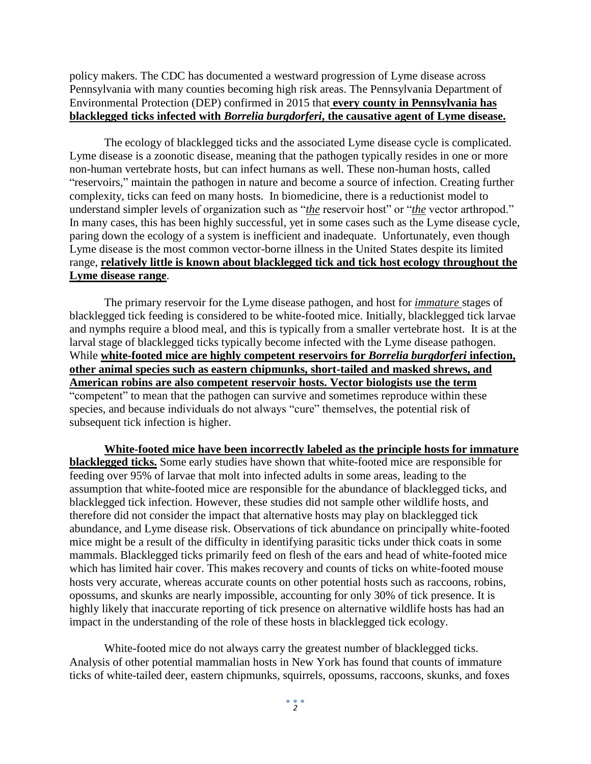policy makers. The CDC has documented a westward progression of Lyme disease across Pennsylvania with many counties becoming high risk areas. The Pennsylvania Department of Environmental Protection (DEP) confirmed in 2015 that **every county in Pennsylvania has blacklegged ticks infected with *Borrelia burgdorferi*, the causative agent of Lyme disease.**

The ecology of blacklegged ticks and the associated Lyme disease cycle is complicated. Lyme disease is a zoonotic disease, meaning that the pathogen typically resides in one or more non-human vertebrate hosts, but can infect humans as well. These non-human hosts, called "reservoirs," maintain the pathogen in nature and become a source of infection. Creating further complexity, ticks can feed on many hosts. In biomedicine, there is a reductionist model to understand simpler levels of organization such as "*the* reservoir host" or "*the* vector arthropod." In many cases, this has been highly successful, yet in some cases such as the Lyme disease cycle, paring down the ecology of a system is inefficient and inadequate. Unfortunately, even though Lyme disease is the most common vector-borne illness in the United States despite its limited range, **relatively little is known about blacklegged tick and tick host ecology throughout the Lyme disease range**.

The primary reservoir for the Lyme disease pathogen, and host for *immature* stages of blacklegged tick feeding is considered to be white-footed mice. Initially, blacklegged tick larvae and nymphs require a blood meal, and this is typically from a smaller vertebrate host. It is at the larval stage of blacklegged ticks typically become infected with the Lyme disease pathogen. While **white-footed mice are highly competent reservoirs for *Borrelia burgdorferi* infection, other animal species such as eastern chipmunks, short-tailed and masked shrews, and American robins are also competent reservoir hosts. Vector biologists use the term** "competent" to mean that the pathogen can survive and sometimes reproduce within these species, and because individuals do not always "cure" themselves, the potential risk of subsequent tick infection is higher.

**White-footed mice have been incorrectly labeled as the principle hosts for immature blacklegged ticks.** Some early studies have shown that white-footed mice are responsible for feeding over 95% of larvae that molt into infected adults in some areas, leading to the assumption that white-footed mice are responsible for the abundance of blacklegged ticks, and blacklegged tick infection. However, these studies did not sample other wildlife hosts, and therefore did not consider the impact that alternative hosts may play on blacklegged tick abundance, and Lyme disease risk. Observations of tick abundance on principally white-footed mice might be a result of the difficulty in identifying parasitic ticks under thick coats in some mammals. Blacklegged ticks primarily feed on flesh of the ears and head of white-footed mice which has limited hair cover. This makes recovery and counts of ticks on white-footed mouse hosts very accurate, whereas accurate counts on other potential hosts such as raccoons, robins, opossums, and skunks are nearly impossible, accounting for only 30% of tick presence. It is highly likely that inaccurate reporting of tick presence on alternative wildlife hosts has had an impact in the understanding of the role of these hosts in blacklegged tick ecology.

White-footed mice do not always carry the greatest number of blacklegged ticks. Analysis of other potential mammalian hosts in New York has found that counts of immature ticks of white-tailed deer, eastern chipmunks, squirrels, opossums, raccoons, skunks, and foxes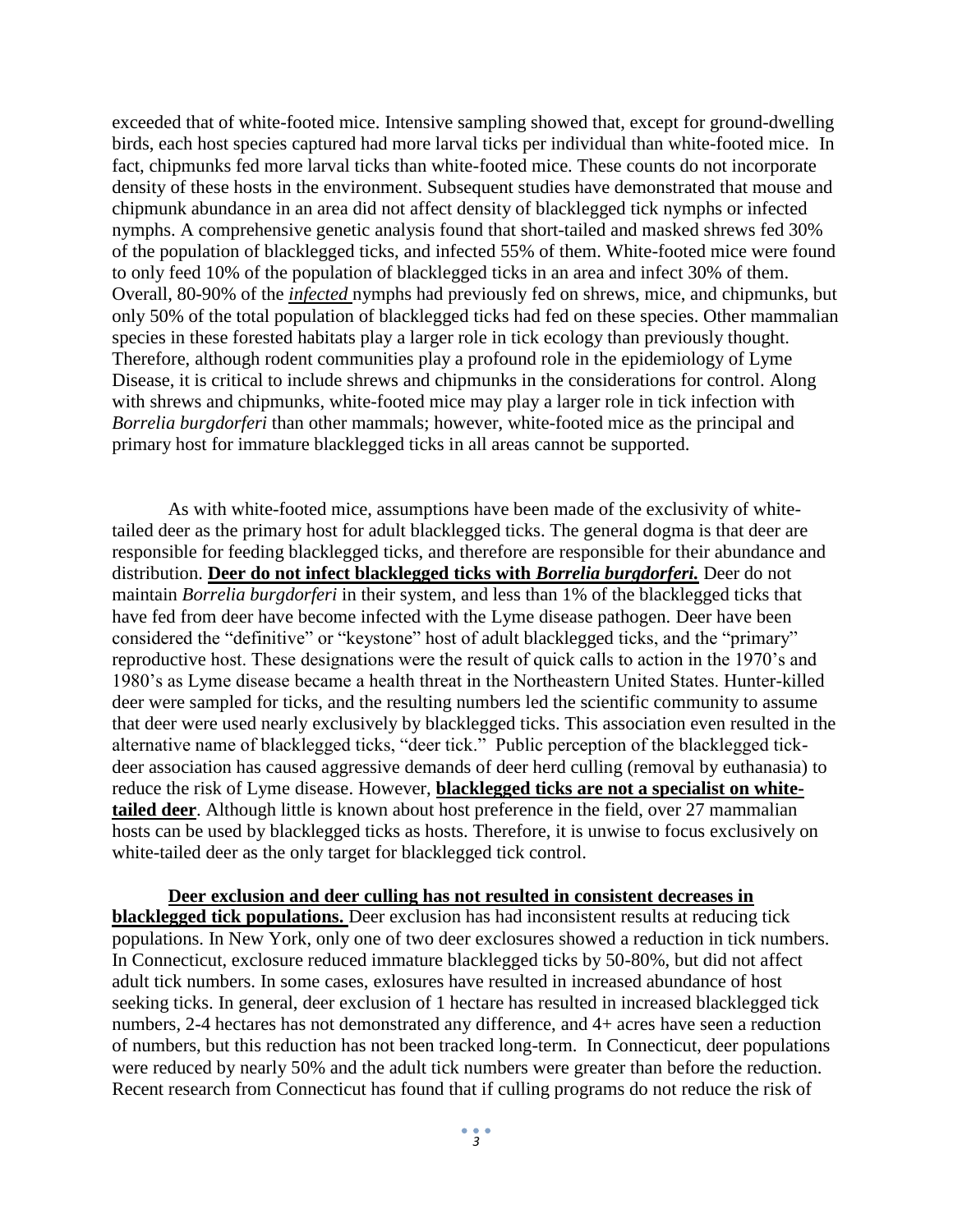exceeded that of white-footed mice. Intensive sampling showed that, except for ground-dwelling birds, each host species captured had more larval ticks per individual than white-footed mice. In fact, chipmunks fed more larval ticks than white-footed mice. These counts do not incorporate density of these hosts in the environment. Subsequent studies have demonstrated that mouse and chipmunk abundance in an area did not affect density of blacklegged tick nymphs or infected nymphs. A comprehensive genetic analysis found that short-tailed and masked shrews fed 30% of the population of blacklegged ticks, and infected 55% of them. White-footed mice were found to only feed 10% of the population of blacklegged ticks in an area and infect 30% of them. Overall, 80-90% of the ***infected*** nymphs had previously fed on shrews, mice, and chipmunks, but only 50% of the total population of blacklegged ticks had fed on these species. Other mammalian species in these forested habitats play a larger role in tick ecology than previously thought. Therefore, although rodent communities play a profound role in the epidemiology of Lyme Disease, it is critical to include shrews and chipmunks in the considerations for control. Along with shrews and chipmunks, white-footed mice may play a larger role in tick infection with *Borrelia burgdorferi* than other mammals; however, white-footed mice as the principal and primary host for immature blacklegged ticks in all areas cannot be supported.

As with white-footed mice, assumptions have been made of the exclusivity of white-tailed deer as the primary host for adult blacklegged ticks. The general dogma is that deer are responsible for feeding blacklegged ticks, and therefore are responsible for their abundance and distribution. **Deer do not infect blacklegged ticks with *Borrelia burgdorferi.*** Deer do not maintain *Borrelia burgdorferi* in their system, and less than 1% of the blacklegged ticks that have fed from deer have become infected with the Lyme disease pathogen. Deer have been considered the "definitive" or "keystone" host of adult blacklegged ticks, and the "primary" reproductive host. These designations were the result of quick calls to action in the 1970's and 1980's as Lyme disease became a health threat in the Northeastern United States. Hunter-killed deer were sampled for ticks, and the resulting numbers led the scientific community to assume that deer were used nearly exclusively by blacklegged ticks. This association even resulted in the alternative name of blacklegged ticks, "deer tick." Public perception of the blacklegged tick-deer association has caused aggressive demands of deer herd culling (removal by euthanasia) to reduce the risk of Lyme disease. However, **blacklegged ticks are not a specialist on white-tailed deer**. Although little is known about host preference in the field, over 27 mammalian hosts can be used by blacklegged ticks as hosts. Therefore, it is unwise to focus exclusively on white-tailed deer as the only target for blacklegged tick control.

**Deer exclusion and deer culling has not resulted in consistent decreases in blacklegged tick populations.** Deer exclusion has had inconsistent results at reducing tick populations. In New York, only one of two deer exclosures showed a reduction in tick numbers. In Connecticut, exclosure reduced immature blacklegged ticks by 50-80%, but did not affect adult tick numbers. In some cases, exlosures have resulted in increased abundance of host seeking ticks. In general, deer exclusion of 1 hectare has resulted in increased blacklegged tick numbers, 2-4 hectares has not demonstrated any difference, and 4+ acres have seen a reduction of numbers, but this reduction has not been tracked long-term. In Connecticut, deer populations were reduced by nearly 50% and the adult tick numbers were greater than before the reduction. Recent research from Connecticut has found that if culling programs do not reduce the risk of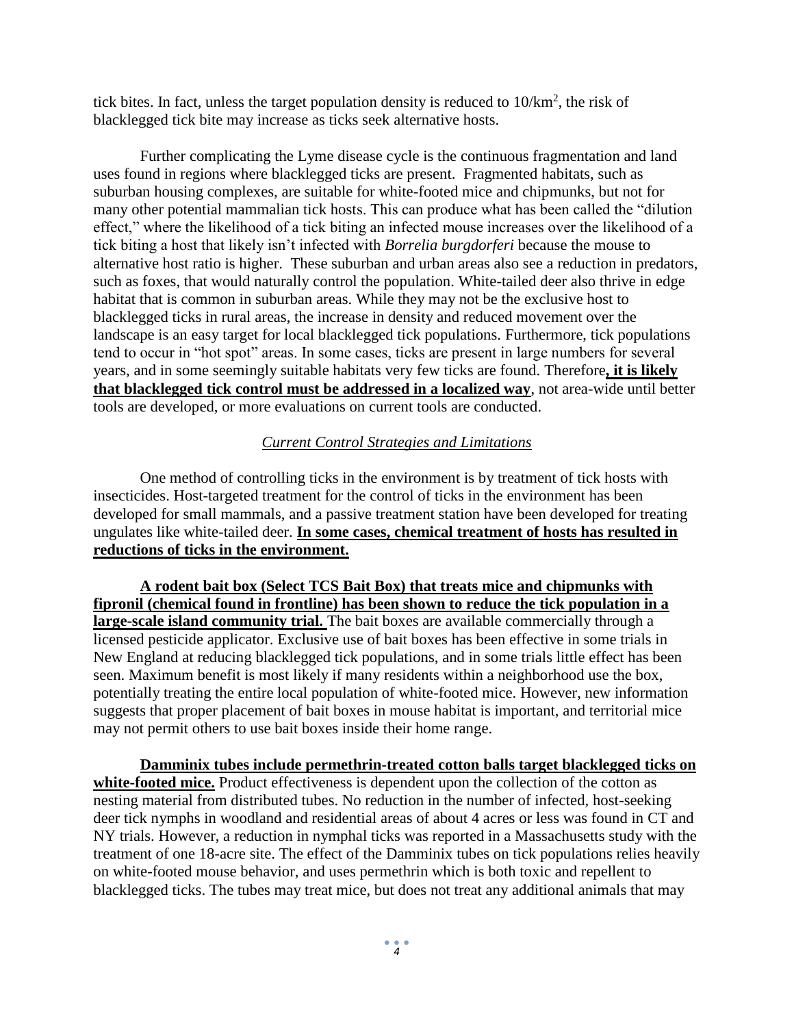tick bites. In fact, unless the target population density is reduced to $10/km^2$, the risk of blacklegged tick bite may increase as ticks seek alternative hosts.

Further complicating the Lyme disease cycle is the continuous fragmentation and land uses found in regions where blacklegged ticks are present. Fragmented habitats, such as suburban housing complexes, are suitable for white-footed mice and chipmunks, but not for many other potential mammalian tick hosts. This can produce what has been called the "dilution effect," where the likelihood of a tick biting an infected mouse increases over the likelihood of a tick biting a host that likely isn't infected with *Borrelia burgdorferi* because the mouse to alternative host ratio is higher. These suburban and urban areas also see a reduction in predators, such as foxes, that would naturally control the population. White-tailed deer also thrive in edge habitat that is common in suburban areas. While they may not be the exclusive host to blacklegged ticks in rural areas, the increase in density and reduced movement over the landscape is an easy target for local blacklegged tick populations. Furthermore, tick populations tend to occur in "hot spot" areas. In some cases, ticks are present in large numbers for several years, and in some seemingly suitable habitats very few ticks are found. Therefore**, it is likely that blacklegged tick control must be addressed in a localized way**, not area-wide until better tools are developed, or more evaluations on current tools are conducted.

*Current Control Strategies and Limitations*

One method of controlling ticks in the environment is by treatment of tick hosts with insecticides. Host-targeted treatment for the control of ticks in the environment has been developed for small mammals, and a passive treatment station have been developed for treating ungulates like white-tailed deer. **In some cases, chemical treatment of hosts has resulted in reductions of ticks in the environment.**

**A rodent bait box (Select TCS Bait Box) that treats mice and chipmunks with fipronil (chemical found in frontline) has been shown to reduce the tick population in a large-scale island community trial.** The bait boxes are available commercially through a licensed pesticide applicator. Exclusive use of bait boxes has been effective in some trials in New England at reducing blacklegged tick populations, and in some trials little effect has been seen. Maximum benefit is most likely if many residents within a neighborhood use the box, potentially treating the entire local population of white-footed mice. However, new information suggests that proper placement of bait boxes in mouse habitat is important, and territorial mice may not permit others to use bait boxes inside their home range.

**Damminix tubes include permethrin-treated cotton balls target blacklegged ticks on white-footed mice.** Product effectiveness is dependent upon the collection of the cotton as nesting material from distributed tubes. No reduction in the number of infected, host-seeking deer tick nymphs in woodland and residential areas of about 4 acres or less was found in CT and NY trials. However, a reduction in nymphal ticks was reported in a Massachusetts study with the treatment of one 18-acre site. The effect of the Damminix tubes on tick populations relies heavily on white-footed mouse behavior, and uses permethrin which is both toxic and repellent to blacklegged ticks. The tubes may treat mice, but does not treat any additional animals that may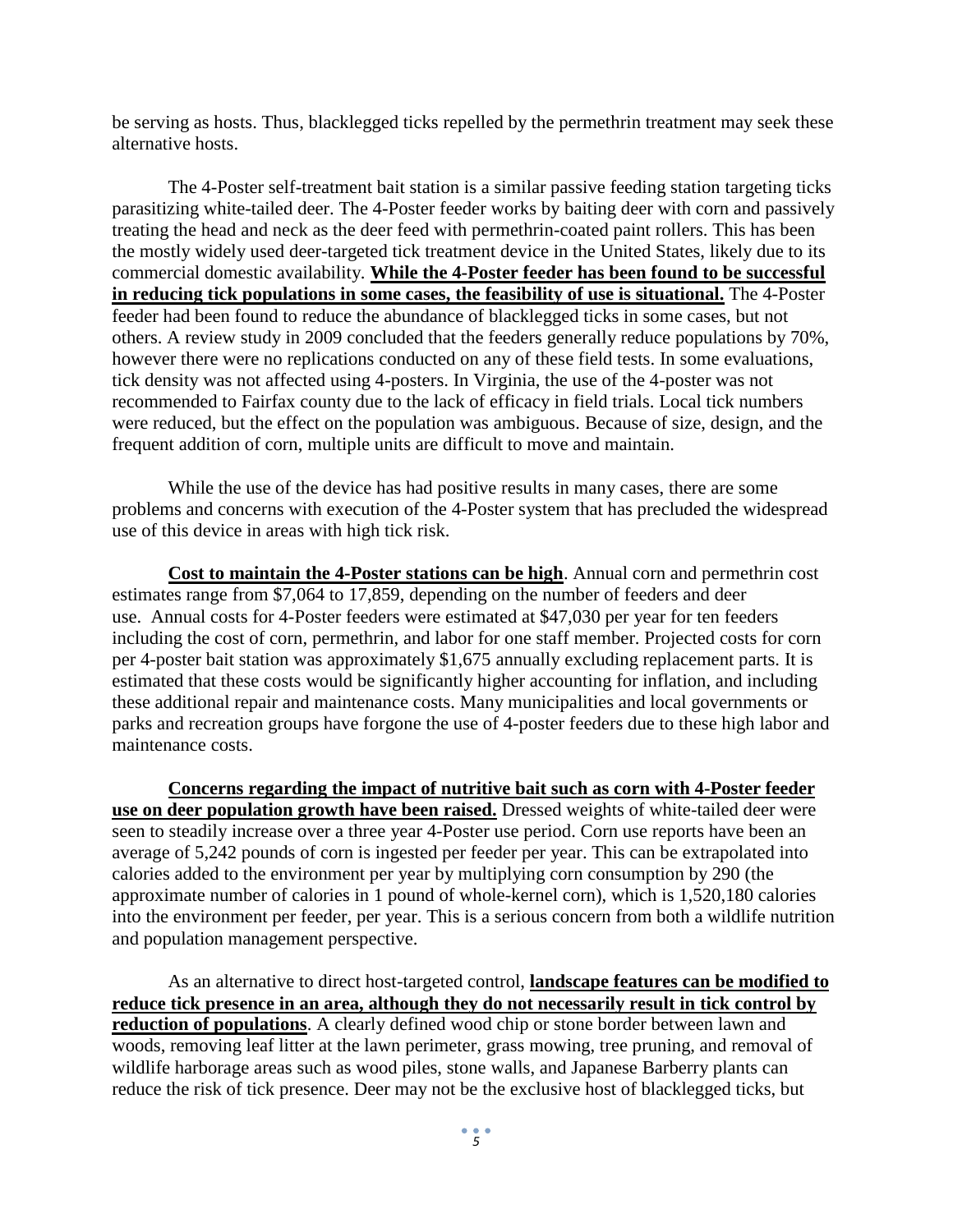be serving as hosts. Thus, blacklegged ticks repelled by the permethrin treatment may seek these alternative hosts.

The 4-Poster self-treatment bait station is a similar passive feeding station targeting ticks parasitizing white-tailed deer. The 4-Poster feeder works by baiting deer with corn and passively treating the head and neck as the deer feed with permethrin-coated paint rollers. This has been the mostly widely used deer-targeted tick treatment device in the United States, likely due to its commercial domestic availability. **While the 4-Poster feeder has been found to be successful in reducing tick populations in some cases, the feasibility of use is situational.** The 4-Poster feeder had been found to reduce the abundance of blacklegged ticks in some cases, but not others. A review study in 2009 concluded that the feeders generally reduce populations by 70%, however there were no replications conducted on any of these field tests. In some evaluations, tick density was not affected using 4-posters. In Virginia, the use of the 4-poster was not recommended to Fairfax county due to the lack of efficacy in field trials. Local tick numbers were reduced, but the effect on the population was ambiguous. Because of size, design, and the frequent addition of corn, multiple units are difficult to move and maintain.

While the use of the device has had positive results in many cases, there are some problems and concerns with execution of the 4-Poster system that has precluded the widespread use of this device in areas with high tick risk.

**Cost to maintain the 4-Poster stations can be high**. Annual corn and permethrin cost estimates range from $7,064 to 17,859, depending on the number of feeders and deer use. Annual costs for 4-Poster feeders were estimated at $47,030 per year for ten feeders including the cost of corn, permethrin, and labor for one staff member. Projected costs for corn per 4-poster bait station was approximately $1,675 annually excluding replacement parts. It is estimated that these costs would be significantly higher accounting for inflation, and including these additional repair and maintenance costs. Many municipalities and local governments or parks and recreation groups have forgone the use of 4-poster feeders due to these high labor and maintenance costs.

**Concerns regarding the impact of nutritive bait such as corn with 4-Poster feeder use on deer population growth have been raised.** Dressed weights of white-tailed deer were seen to steadily increase over a three year 4-Poster use period. Corn use reports have been an average of 5,242 pounds of corn is ingested per feeder per year. This can be extrapolated into calories added to the environment per year by multiplying corn consumption by 290 (the approximate number of calories in 1 pound of whole-kernel corn), which is 1,520,180 calories into the environment per feeder, per year. This is a serious concern from both a wildlife nutrition and population management perspective.

As an alternative to direct host-targeted control, **landscape features can be modified to reduce tick presence in an area, although they do not necessarily result in tick control by reduction of populations**. A clearly defined wood chip or stone border between lawn and woods, removing leaf litter at the lawn perimeter, grass mowing, tree pruning, and removal of wildlife harborage areas such as wood piles, stone walls, and Japanese Barberry plants can reduce the risk of tick presence. Deer may not be the exclusive host of blacklegged ticks, but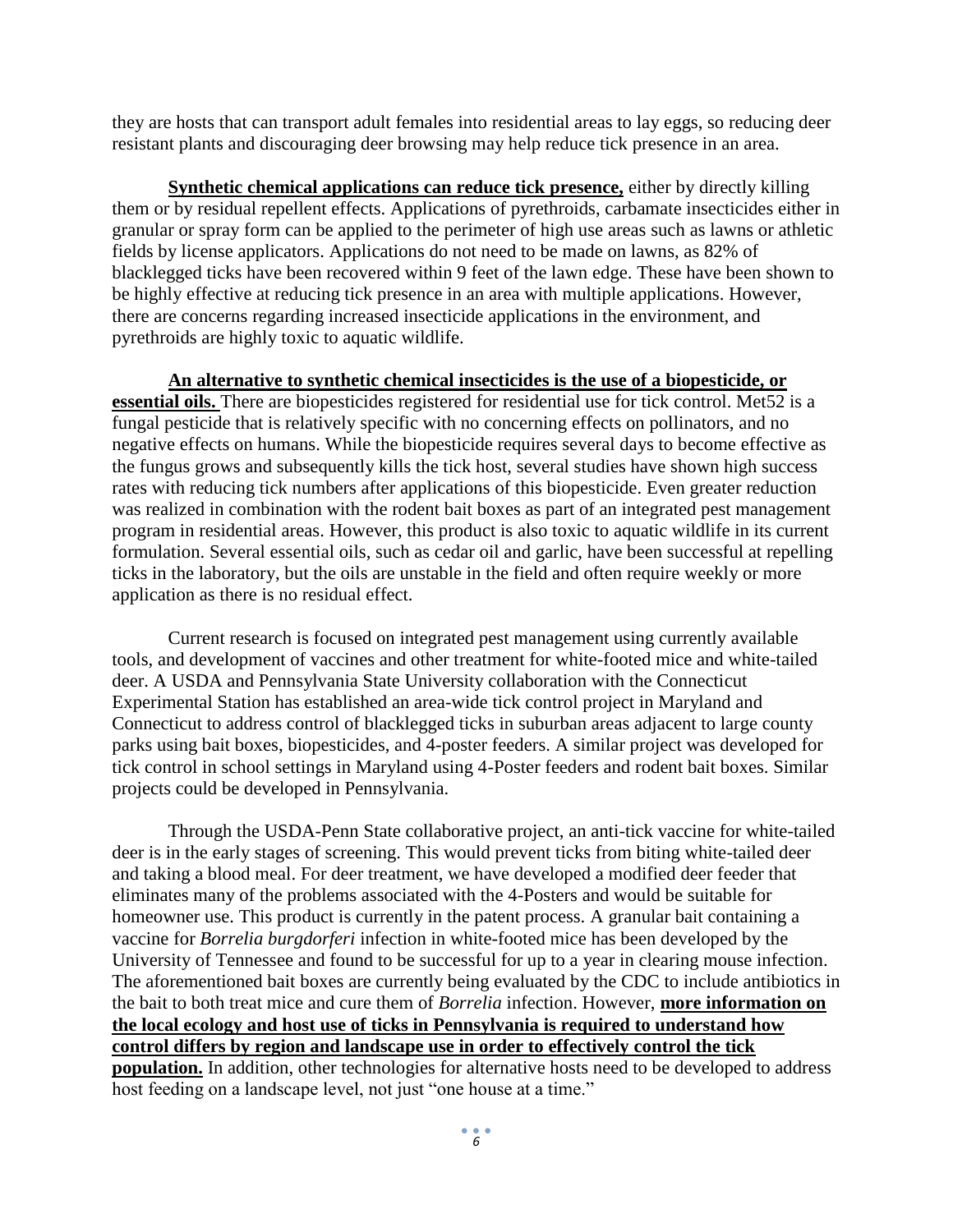they are hosts that can transport adult females into residential areas to lay eggs, so reducing deer resistant plants and discouraging deer browsing may help reduce tick presence in an area.

**Synthetic chemical applications can reduce tick presence,** either by directly killing them or by residual repellent effects. Applications of pyrethroids, carbamate insecticides either in granular or spray form can be applied to the perimeter of high use areas such as lawns or athletic fields by license applicators. Applications do not need to be made on lawns, as 82% of blacklegged ticks have been recovered within 9 feet of the lawn edge. These have been shown to be highly effective at reducing tick presence in an area with multiple applications. However, there are concerns regarding increased insecticide applications in the environment, and pyrethroids are highly toxic to aquatic wildlife.

**An alternative to synthetic chemical insecticides is the use of a biopesticide, or essential oils.** There are biopesticides registered for residential use for tick control. Met52 is a fungal pesticide that is relatively specific with no concerning effects on pollinators, and no negative effects on humans. While the biopesticide requires several days to become effective as the fungus grows and subsequently kills the tick host, several studies have shown high success rates with reducing tick numbers after applications of this biopesticide. Even greater reduction was realized in combination with the rodent bait boxes as part of an integrated pest management program in residential areas. However, this product is also toxic to aquatic wildlife in its current formulation. Several essential oils, such as cedar oil and garlic, have been successful at repelling ticks in the laboratory, but the oils are unstable in the field and often require weekly or more application as there is no residual effect.

Current research is focused on integrated pest management using currently available tools, and development of vaccines and other treatment for white-footed mice and white-tailed deer. A USDA and Pennsylvania State University collaboration with the Connecticut Experimental Station has established an area-wide tick control project in Maryland and Connecticut to address control of blacklegged ticks in suburban areas adjacent to large county parks using bait boxes, biopesticides, and 4-poster feeders. A similar project was developed for tick control in school settings in Maryland using 4-Poster feeders and rodent bait boxes. Similar projects could be developed in Pennsylvania.

Through the USDA-Penn State collaborative project, an anti-tick vaccine for white-tailed deer is in the early stages of screening. This would prevent ticks from biting white-tailed deer and taking a blood meal. For deer treatment, we have developed a modified deer feeder that eliminates many of the problems associated with the 4-Posters and would be suitable for homeowner use. This product is currently in the patent process. A granular bait containing a vaccine for *Borrelia burgdorferi* infection in white-footed mice has been developed by the University of Tennessee and found to be successful for up to a year in clearing mouse infection. The aforementioned bait boxes are currently being evaluated by the CDC to include antibiotics in the bait to both treat mice and cure them of *Borrelia* infection. However, **more information on the local ecology and host use of ticks in Pennsylvania is required to understand how control differs by region and landscape use in order to effectively control the tick population.** In addition, other technologies for alternative hosts need to be developed to address host feeding on a landscape level, not just "one house at a time."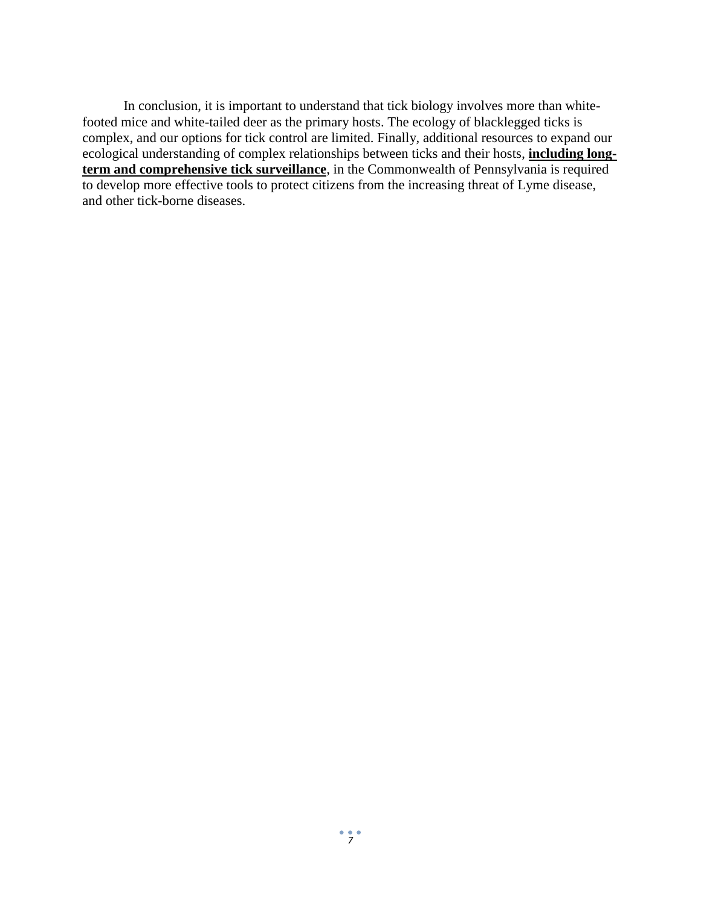In conclusion, it is important to understand that tick biology involves more than white-footed mice and white-tailed deer as the primary hosts. The ecology of blacklegged ticks is complex, and our options for tick control are limited. Finally, additional resources to expand our ecological understanding of complex relationships between ticks and their hosts, **<u>including long-term and comprehensive tick surveillance</u>**, in the Commonwealth of Pennsylvania is required to develop more effective tools to protect citizens from the increasing threat of Lyme disease, and other tick-borne diseases.